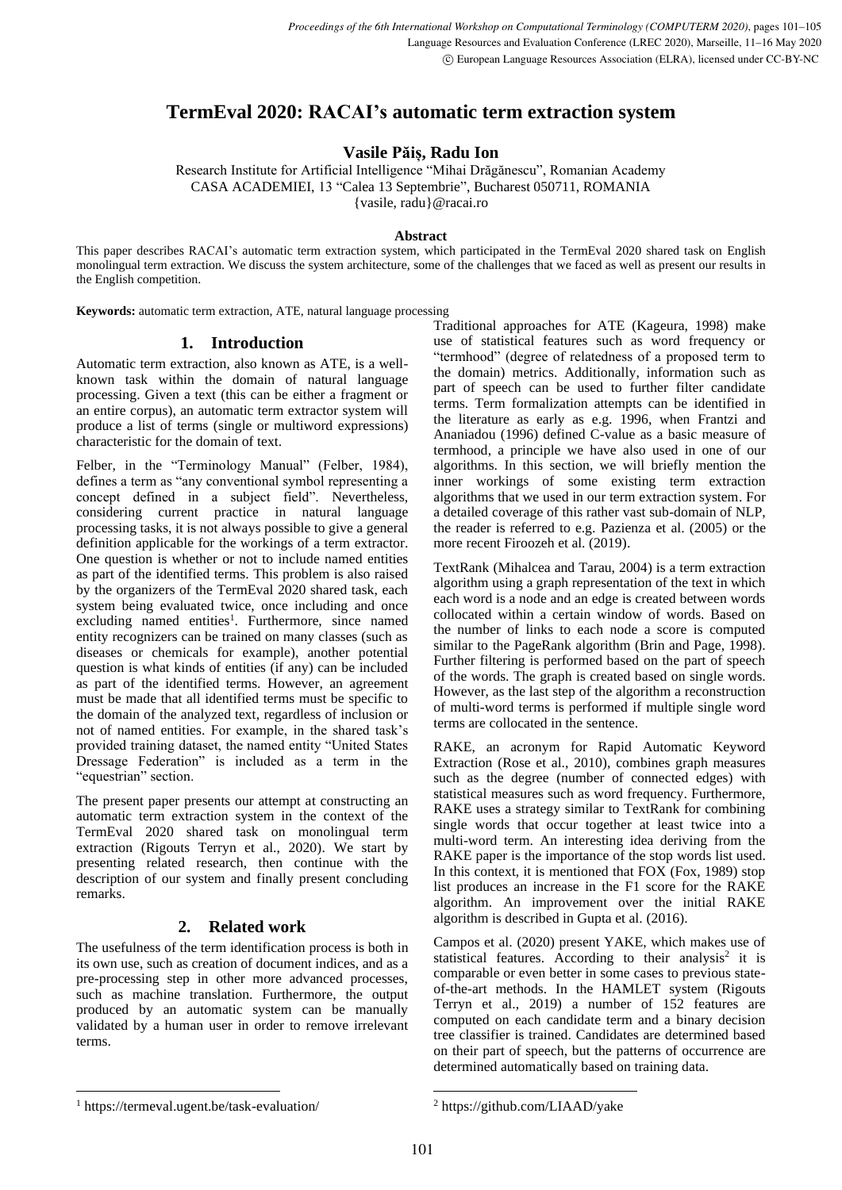# TermEval 2020: RACAI's automatic term extraction system

**Vasile Păiș, Radu Ion**

Research Institute for Artificial Intelligence "Mihai Drăgănescu", Romanian Academy
CASA ACADEMIEI, 13 "Calea 13 Septembrie", Bucharest 050711, ROMANIA
{vasile, radu}@racai.ro

### Abstract

This paper describes RACAI's automatic term extraction system, which participated in the TermEval 2020 shared task on English monolingual term extraction. We discuss the system architecture, some of the challenges that we faced as well as present our results in the English competition.

**Keywords:** automatic term extraction, ATE, natural language processing

## 1. Introduction

Automatic term extraction, also known as ATE, is a well-known task within the domain of natural language processing. Given a text (this can be either a fragment or an entire corpus), an automatic term extractor system will produce a list of terms (single or multiword expressions) characteristic for the domain of text.

Felber, in the "Terminology Manual" (Felber, 1984), defines a term as "any conventional symbol representing a concept defined in a subject field". Nevertheless, considering current practice in natural language processing tasks, it is not always possible to give a general definition applicable for the workings of a term extractor. One question is whether or not to include named entities as part of the identified terms. This problem is also raised by the organizers of the TermEval 2020 shared task, each system being evaluated twice, once including and once excluding named entities[1]. Furthermore, since named entity recognizers can be trained on many classes (such as diseases or chemicals for example), another potential question is what kinds of entities (if any) can be included as part of the identified terms. However, an agreement must be made that all identified terms must be specific to the domain of the analyzed text, regardless of inclusion or not of named entities. For example, in the shared task's provided training dataset, the named entity "United States Dressage Federation" is included as a term in the "equestrian" section.

The present paper presents our attempt at constructing an automatic term extraction system in the context of the TermEval 2020 shared task on monolingual term extraction (Rigouts Terryn et al., 2020). We start by presenting related research, then continue with the description of our system and finally present concluding remarks.

## 2. Related work

The usefulness of the term identification process is both in its own use, such as creation of document indices, and as a pre-processing step in other more advanced processes, such as machine translation. Furthermore, the output produced by an automatic system can be manually validated by a human user in order to remove irrelevant terms.

Traditional approaches for ATE (Kageura, 1998) make use of statistical features such as word frequency or "termhood" (degree of relatedness of a proposed term to the domain) metrics. Additionally, information such as part of speech can be used to further filter candidate terms. Term formalization attempts can be identified in the literature as early as e.g. 1996, when Frantzi and Ananiadou (1996) defined C-value as a basic measure of termhood, a principle we have also used in one of our algorithms. In this section, we will briefly mention the inner workings of some existing term extraction algorithms that we used in our term extraction system. For a detailed coverage of this rather vast sub-domain of NLP, the reader is referred to e.g. Pazienza et al. (2005) or the more recent Firoozeh et al. (2019).

TextRank (Mihalcea and Tarau, 2004) is a term extraction algorithm using a graph representation of the text in which each word is a node and an edge is created between words collocated within a certain window of words. Based on the number of links to each node a score is computed similar to the PageRank algorithm (Brin and Page, 1998). Further filtering is performed based on the part of speech of the words. The graph is created based on single words. However, as the last step of the algorithm a reconstruction of multi-word terms is performed if multiple single word terms are collocated in the sentence.

RAKE, an acronym for Rapid Automatic Keyword Extraction (Rose et al., 2010), combines graph measures such as the degree (number of connected edges) with statistical measures such as word frequency. Furthermore, RAKE uses a strategy similar to TextRank for combining single words that occur together at least twice into a multi-word term. An interesting idea deriving from the RAKE paper is the importance of the stop words list used. In this context, it is mentioned that FOX (Fox, 1989) stop list produces an increase in the F1 score for the RAKE algorithm. An improvement over the initial RAKE algorithm is described in Gupta et al. (2016).

Campos et al. (2020) present YAKE, which makes use of statistical features. According to their analysis[2] it is comparable or even better in some cases to previous state-of-the-art methods. In the HAMLET system (Rigouts Terryn et al., 2019) a number of 152 features are computed on each candidate term and a binary decision tree classifier is trained. Candidates are determined based on their part of speech, but the patterns of occurrence are determined automatically based on training data.

[1] https://termeval.ugent.be/task-evaluation/

[2] https://github.com/LIAAD/yake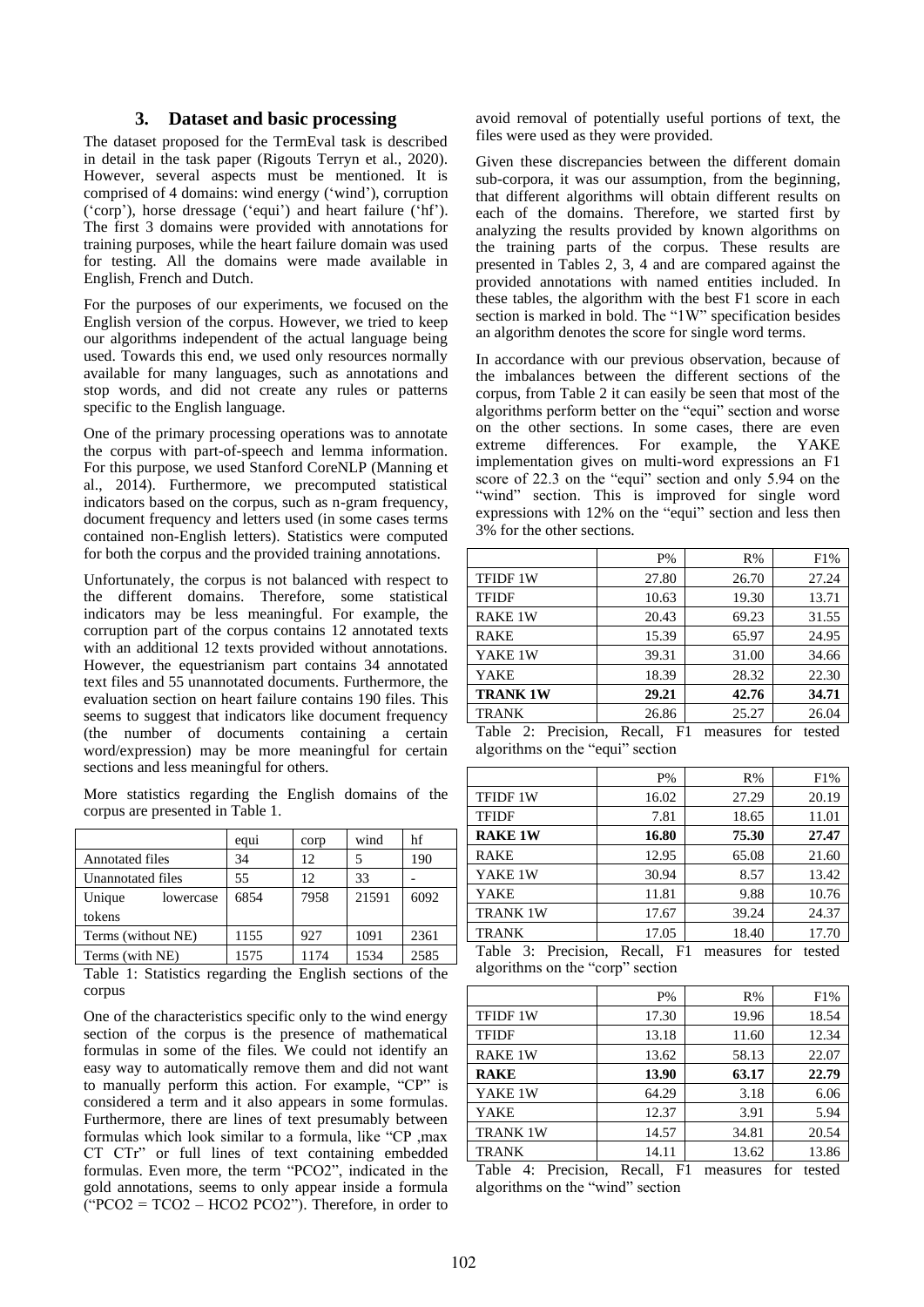## 3. Dataset and basic processing

The dataset proposed for the TermEval task is described in detail in the task paper (Rigouts Terryn et al., 2020). However, several aspects must be mentioned. It is comprised of 4 domains: wind energy ('wind'), corruption ('corp'), horse dressage ('equi') and heart failure ('hf'). The first 3 domains were provided with annotations for training purposes, while the heart failure domain was used for testing. All the domains were made available in English, French and Dutch.

For the purposes of our experiments, we focused on the English version of the corpus. However, we tried to keep our algorithms independent of the actual language being used. Towards this end, we used only resources normally available for many languages, such as annotations and stop words, and did not create any rules or patterns specific to the English language.

One of the primary processing operations was to annotate the corpus with part-of-speech and lemma information. For this purpose, we used Stanford CoreNLP (Manning et al., 2014). Furthermore, we precomputed statistical indicators based on the corpus, such as n-gram frequency, document frequency and letters used (in some cases terms contained non-English letters). Statistics were computed for both the corpus and the provided training annotations.

Unfortunately, the corpus is not balanced with respect to the different domains. Therefore, some statistical indicators may be less meaningful. For example, the corruption part of the corpus contains 12 annotated texts with an additional 12 texts provided without annotations. However, the equestrianism part contains 34 annotated text files and 55 unannotated documents. Furthermore, the evaluation section on heart failure contains 190 files. This seems to suggest that indicators like document frequency (the number of documents containing a certain word/expression) may be more meaningful for certain sections and less meaningful for others.

More statistics regarding the English domains of the corpus are presented in Table 1.

| | equi | corp | wind | hf |
|---|---|---|---|---|
| Annotated files | 34 | 12 | 5 | 190 |
| Unannotated files | 55 | 12 | 33 | - |
| Unique lowercase tokens | 6854 | 7958 | 21591 | 6092 |
| Terms (without NE) | 1155 | 927 | 1091 | 2361 |
| Terms (with NE) | 1575 | 1174 | 1534 | 2585 |

Table 1: Statistics regarding the English sections of the corpus

One of the characteristics specific only to the wind energy section of the corpus is the presence of mathematical formulas in some of the files. We could not identify an easy way to automatically remove them and did not want to manually perform this action. For example, "CP" is considered a term and it also appears in some formulas. Furthermore, there are lines of text presumably between formulas which look similar to a formula, like "CP ,max CT CTr" or full lines of text containing embedded formulas. Even more, the term "PCO2", indicated in the gold annotations, seems to only appear inside a formula ("PCO2 = TCO2 – HCO2 PCO2"). Therefore, in order to avoid removal of potentially useful portions of text, the files were used as they were provided.

Given these discrepancies between the different domain sub-corpora, it was our assumption, from the beginning, that different algorithms will obtain different results on each of the domains. Therefore, we started first by analyzing the results provided by known algorithms on the training parts of the corpus. These results are presented in Tables 2, 3, 4 and are compared against the provided annotations with named entities included. In these tables, the algorithm with the best F1 score in each section is marked in bold. The "1W" specification besides an algorithm denotes the score for single word terms.

In accordance with our previous observation, because of the imbalances between the different sections of the corpus, from Table 2 it can easily be seen that most of the algorithms perform better on the "equi" section and worse on the other sections. In some cases, there are even extreme differences. For example, the YAKE implementation gives on multi-word expressions an F1 score of 22.3 on the "equi" section and only 5.94 on the "wind" section. This is improved for single word expressions with 12% on the "equi" section and less then 3% for the other sections.

| | P% | R% | F1% |
|---|---|---|---|
| TFIDF 1W | 27.80 | 26.70 | 27.24 |
| TFIDF | 10.63 | 19.30 | 13.71 |
| RAKE 1W | 20.43 | 69.23 | 31.55 |
| RAKE | 15.39 | 65.97 | 24.95 |
| YAKE 1W | 39.31 | 31.00 | 34.66 |
| YAKE | 18.39 | 28.32 | 22.30 |
| **TRANK 1W** | **29.21** | **42.76** | **34.71** |
| TRANK | 26.86 | 25.27 | 26.04 |

Table 2: Precision, Recall, F1 measures for tested algorithms on the "equi" section

| | P% | R% | F1% |
|---|---|---|---|
| TFIDF 1W | 16.02 | 27.29 | 20.19 |
| TFIDF | 7.81 | 18.65 | 11.01 |
| **RAKE 1W** | **16.80** | **75.30** | **27.47** |
| RAKE | 12.95 | 65.08 | 21.60 |
| YAKE 1W | 30.94 | 8.57 | 13.42 |
| YAKE | 11.81 | 9.88 | 10.76 |
| TRANK 1W | 17.67 | 39.24 | 24.37 |
| TRANK | 17.05 | 18.40 | 17.70 |

Table 3: Precision, Recall, F1 measures for tested algorithms on the "corp" section

| | P% | R% | F1% |
|---|---|---|---|
| TFIDF 1W | 17.30 | 19.96 | 18.54 |
| TFIDF | 13.18 | 11.60 | 12.34 |
| RAKE 1W | 13.62 | 58.13 | 22.07 |
| **RAKE** | **13.90** | **63.17** | **22.79** |
| YAKE 1W | 64.29 | 3.18 | 6.06 |
| YAKE | 12.37 | 3.91 | 5.94 |
| TRANK 1W | 14.57 | 34.81 | 20.54 |
| TRANK | 14.11 | 13.62 | 13.86 |

Table 4: Precision, Recall, F1 measures for tested algorithms on the "wind" section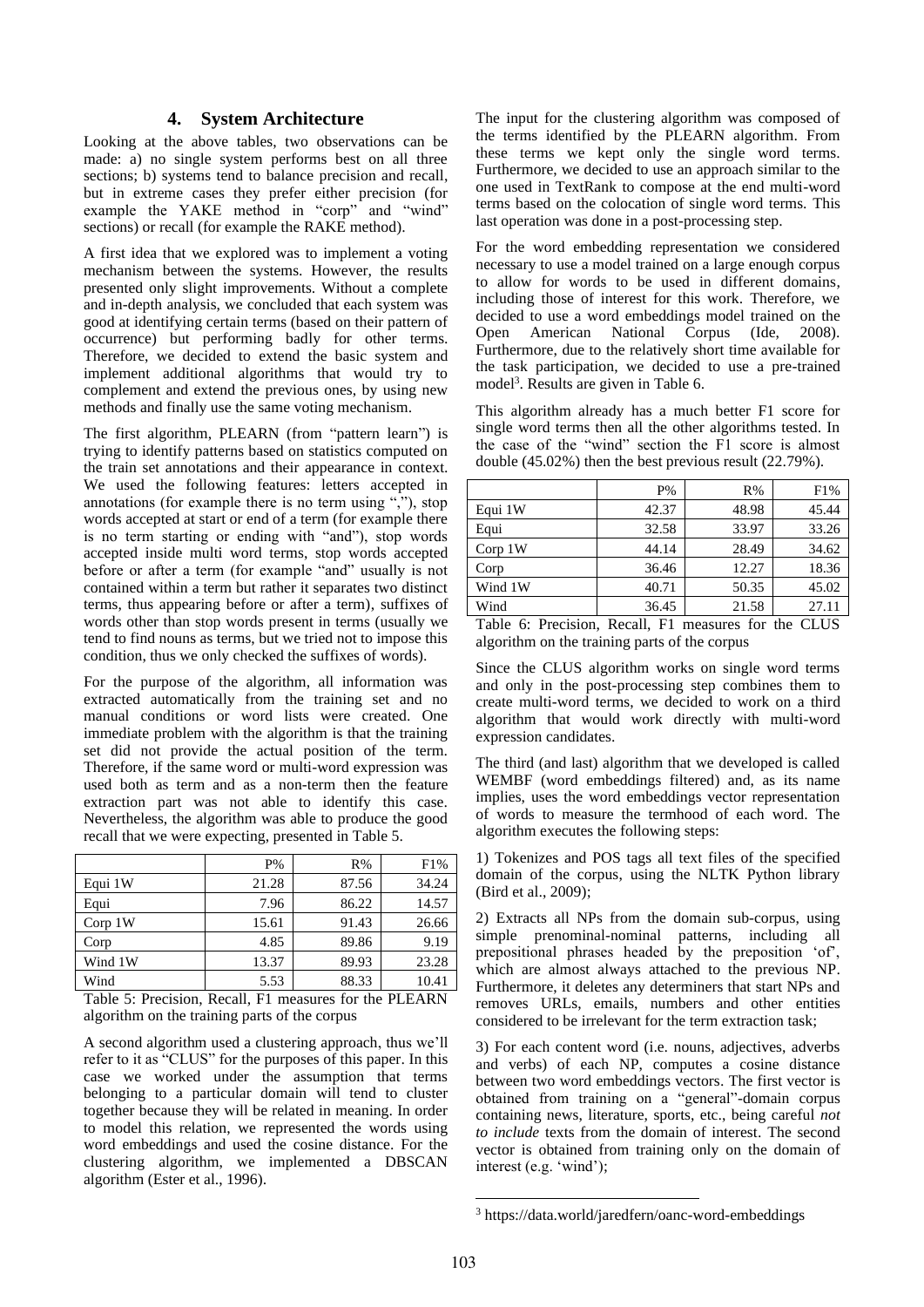## 4. System Architecture

Looking at the above tables, two observations can be made: a) no single system performs best on all three sections; b) systems tend to balance precision and recall, but in extreme cases they prefer either precision (for example the YAKE method in "corp" and "wind" sections) or recall (for example the RAKE method).

A first idea that we explored was to implement a voting mechanism between the systems. However, the results presented only slight improvements. Without a complete and in-depth analysis, we concluded that each system was good at identifying certain terms (based on their pattern of occurrence) but performing badly for other terms. Therefore, we decided to extend the basic system and implement additional algorithms that would try to complement and extend the previous ones, by using new methods and finally use the same voting mechanism.

The first algorithm, PLEARN (from "pattern learn") is trying to identify patterns based on statistics computed on the train set annotations and their appearance in context. We used the following features: letters accepted in annotations (for example there is no term using ","), stop words accepted at start or end of a term (for example there is no term starting or ending with "and"), stop words accepted inside multi word terms, stop words accepted before or after a term (for example "and" usually is not contained within a term but rather it separates two distinct terms, thus appearing before or after a term), suffixes of words other than stop words present in terms (usually we tend to find nouns as terms, but we tried not to impose this condition, thus we only checked the suffixes of words).

For the purpose of the algorithm, all information was extracted automatically from the training set and no manual conditions or word lists were created. One immediate problem with the algorithm is that the training set did not provide the actual position of the term. Therefore, if the same word or multi-word expression was used both as term and as a non-term then the feature extraction part was not able to identify this case. Nevertheless, the algorithm was able to produce the good recall that we were expecting, presented in Table 5.

| | P% | R% | F1% |
|---|---|---|---|
| Equi 1W | 21.28 | 87.56 | 34.24 |
| Equi | 7.96 | 86.22 | 14.57 |
| Corp 1W | 15.61 | 91.43 | 26.66 |
| Corp | 4.85 | 89.86 | 9.19 |
| Wind 1W | 13.37 | 89.93 | 23.28 |
| Wind | 5.53 | 88.33 | 10.41 |

Table 5: Precision, Recall, F1 measures for the PLEARN algorithm on the training parts of the corpus

A second algorithm used a clustering approach, thus we'll refer to it as "CLUS" for the purposes of this paper. In this case we worked under the assumption that terms belonging to a particular domain will tend to cluster together because they will be related in meaning. In order to model this relation, we represented the words using word embeddings and used the cosine distance. For the clustering algorithm, we implemented a DBSCAN algorithm (Ester et al., 1996).

The input for the clustering algorithm was composed of the terms identified by the PLEARN algorithm. From these terms we kept only the single word terms. Furthermore, we decided to use an approach similar to the one used in TextRank to compose at the end multi-word terms based on the colocation of single word terms. This last operation was done in a post-processing step.

For the word embedding representation we considered necessary to use a model trained on a large enough corpus to allow for words to be used in different domains, including those of interest for this work. Therefore, we decided to use a word embeddings model trained on the Open American National Corpus (Ide, 2008). Furthermore, due to the relatively short time available for the task participation, we decided to use a pre-trained model[3]. Results are given in Table 6.

This algorithm already has a much better F1 score for single word terms then all the other algorithms tested. In the case of the "wind" section the F1 score is almost double (45.02%) then the best previous result (22.79%).

| | P% | R% | F1% |
|---|---|---|---|
| Equi 1W | 42.37 | 48.98 | 45.44 |
| Equi | 32.58 | 33.97 | 33.26 |
| Corp 1W | 44.14 | 28.49 | 34.62 |
| Corp | 36.46 | 12.27 | 18.36 |
| Wind 1W | 40.71 | 50.35 | 45.02 |
| Wind | 36.45 | 21.58 | 27.11 |

Table 6: Precision, Recall, F1 measures for the CLUS algorithm on the training parts of the corpus

Since the CLUS algorithm works on single word terms and only in the post-processing step combines them to create multi-word terms, we decided to work on a third algorithm that would work directly with multi-word expression candidates.

The third (and last) algorithm that we developed is called WEMBF (word embeddings filtered) and, as its name implies, uses the word embeddings vector representation of words to measure the termhood of each word. The algorithm executes the following steps:

1) Tokenizes and POS tags all text files of the specified domain of the corpus, using the NLTK Python library (Bird et al., 2009);

2) Extracts all NPs from the domain sub-corpus, using simple prenominal-nominal patterns, including all prepositional phrases headed by the preposition 'of', which are almost always attached to the previous NP. Furthermore, it deletes any determiners that start NPs and removes URLs, emails, numbers and other entities considered to be irrelevant for the term extraction task;

3) For each content word (i.e. nouns, adjectives, adverbs and verbs) of each NP, computes a cosine distance between two word embeddings vectors. The first vector is obtained from training on a "general"-domain corpus containing news, literature, sports, etc., being careful *not to include* texts from the domain of interest. The second vector is obtained from training only on the domain of interest (e.g. 'wind');

[3] https://data.world/jaredfern/oanc-word-embeddings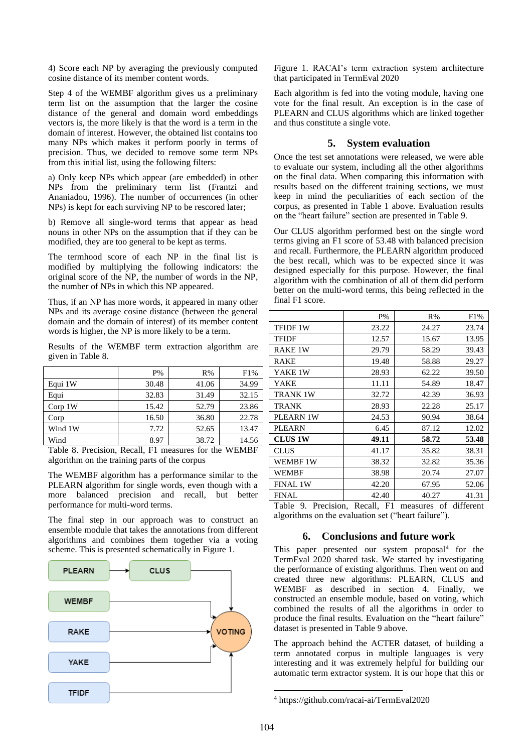4) Score each NP by averaging the previously computed cosine distance of its member content words.

Step 4 of the WEMBF algorithm gives us a preliminary term list on the assumption that the larger the cosine distance of the general and domain word embeddings vectors is, the more likely is that the word is a term in the domain of interest. However, the obtained list contains too many NPs which makes it perform poorly in terms of precision. Thus, we decided to remove some term NPs from this initial list, using the following filters:

a) Only keep NPs which appear (are embedded) in other NPs from the preliminary term list (Frantzi and Ananiadou, 1996). The number of occurrences (in other NPs) is kept for each surviving NP to be rescored later;

b) Remove all single-word terms that appear as head nouns in other NPs on the assumption that if they can be modified, they are too general to be kept as terms.

The termhood score of each NP in the final list is modified by multiplying the following indicators: the original score of the NP, the number of words in the NP, the number of NPs in which this NP appeared.

Thus, if an NP has more words, it appeared in many other NPs and its average cosine distance (between the general domain and the domain of interest) of its member content words is higher, the NP is more likely to be a term.

Results of the WEMBF term extraction algorithm are given in Table 8.

| | P% | R% | F1% |
|---|---|---|---|
| Equi 1W | 30.48 | 41.06 | 34.99 |
| Equi | 32.83 | 31.49 | 32.15 |
| Corp 1W | 15.42 | 52.79 | 23.86 |
| Corp | 16.50 | 36.80 | 22.78 |
| Wind 1W | 7.72 | 52.65 | 13.47 |
| Wind | 8.97 | 38.72 | 14.56 |

Table 8. Precision, Recall, F1 measures for the WEMBF algorithm on the training parts of the corpus

The WEMBF algorithm has a performance similar to the PLEARN algorithm for single words, even though with a more balanced precision and recall, but better performance for multi-word terms.

The final step in our approach was to construct an ensemble module that takes the annotations from different algorithms and combines them together via a voting scheme. This is presented schematically in Figure 1.

PLEARN → CLUS → VOTING; WEMBF → VOTING; RAKE → VOTING; YAKE → VOTING; TFIDF → VOTING

Figure 1. RACAI's term extraction system architecture that participated in TermEval 2020

Each algorithm is fed into the voting module, having one vote for the final result. An exception is in the case of PLEARN and CLUS algorithms which are linked together and thus constitute a single vote.

## 5. System evaluation

Once the test set annotations were released, we were able to evaluate our system, including all the other algorithms on the final data. When comparing this information with results based on the different training sections, we must keep in mind the peculiarities of each section of the corpus, as presented in Table 1 above. Evaluation results on the "heart failure" section are presented in Table 9.

Our CLUS algorithm performed best on the single word terms giving an F1 score of 53.48 with balanced precision and recall. Furthermore, the PLEARN algorithm produced the best recall, which was to be expected since it was designed especially for this purpose. However, the final algorithm with the combination of all of them did perform better on the multi-word terms, this being reflected in the final F1 score.

| | P% | R% | F1% |
|---|---|---|---|
| TFIDF 1W | 23.22 | 24.27 | 23.74 |
| TFIDF | 12.57 | 15.67 | 13.95 |
| RAKE 1W | 29.79 | 58.29 | 39.43 |
| RAKE | 19.48 | 58.88 | 29.27 |
| YAKE 1W | 28.93 | 62.22 | 39.50 |
| YAKE | 11.11 | 54.89 | 18.47 |
| TRANK 1W | 32.72 | 42.39 | 36.93 |
| TRANK | 28.93 | 22.28 | 25.17 |
| PLEARN 1W | 24.53 | 90.94 | 38.64 |
| PLEARN | 6.45 | 87.12 | 12.02 |
| **CLUS 1W** | **49.11** | **58.72** | **53.48** |
| CLUS | 41.17 | 35.82 | 38.31 |
| WEMBF 1W | 38.32 | 32.82 | 35.36 |
| WEMBF | 38.98 | 20.74 | 27.07 |
| FINAL 1W | 42.20 | 67.95 | 52.06 |
| FINAL | 42.40 | 40.27 | 41.31 |

Table 9. Precision, Recall, F1 measures of different algorithms on the evaluation set ("heart failure").

## 6. Conclusions and future work

This paper presented our system proposal[4] for the TermEval 2020 shared task. We started by investigating the performance of existing algorithms. Then went on and created three new algorithms: PLEARN, CLUS and WEMBF as described in section 4. Finally, we constructed an ensemble module, based on voting, which combined the results of all the algorithms in order to produce the final results. Evaluation on the "heart failure" dataset is presented in Table 9 above.

The approach behind the ACTER dataset, of building a term annotated corpus in multiple languages is very interesting and it was extremely helpful for building our automatic term extractor system. It is our hope that this or

[4] https://github.com/racai-ai/TermEval2020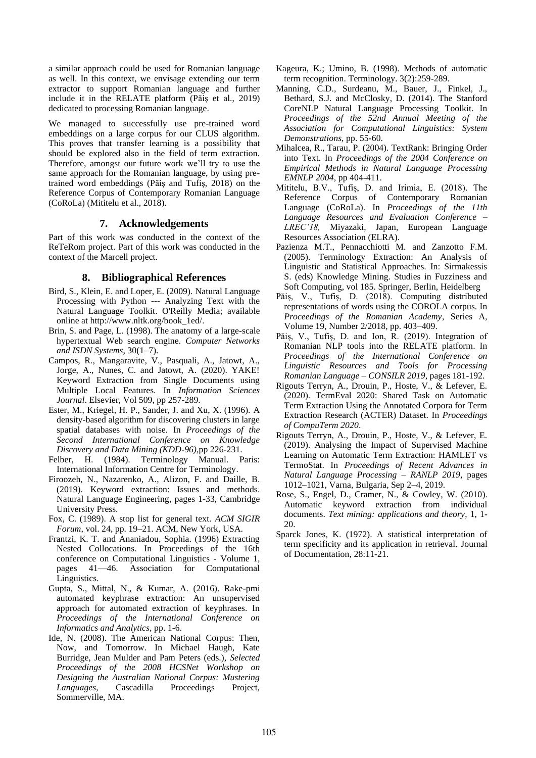a similar approach could be used for Romanian language as well. In this context, we envisage extending our term extractor to support Romanian language and further include it in the RELATE platform (Păiș et al., 2019) dedicated to processing Romanian language.

We managed to successfully use pre-trained word embeddings on a large corpus for our CLUS algorithm. This proves that transfer learning is a possibility that should be explored also in the field of term extraction. Therefore, amongst our future work we'll try to use the same approach for the Romanian language, by using pre-trained word embeddings (Păiș and Tufiș, 2018) on the Reference Corpus of Contemporary Romanian Language (CoRoLa) (Mititelu et al., 2018).

## 7. Acknowledgements

Part of this work was conducted in the context of the ReTeRom project. Part of this work was conducted in the context of the Marcell project.

## 8. Bibliographical References

Bird, S., Klein, E. and Loper, E. (2009). Natural Language Processing with Python --- Analyzing Text with the Natural Language Toolkit. O'Reilly Media; available online at http://www.nltk.org/book_1ed/.

Brin, S. and Page, L. (1998). The anatomy of a large-scale hypertextual Web search engine. *Computer Networks and ISDN Systems*, 30(1–7).

Campos, R., Mangaravite, V., Pasquali, A., Jatowt, A., Jorge, A., Nunes, C. and Jatowt, A. (2020). YAKE! Keyword Extraction from Single Documents using Multiple Local Features. In *Information Sciences Journal*. Elsevier, Vol 509, pp 257-289.

Ester, M., Kriegel, H. P., Sander, J. and Xu, X. (1996). A density-based algorithm for discovering clusters in large spatial databases with noise. In *Proceedings of the Second International Conference on Knowledge Discovery and Data Mining (KDD-96)*,pp 226-231.

Felber, H. (1984). Terminology Manual. Paris: International Information Centre for Terminology.

Firoozeh, N., Nazarenko, A., Alizon, F. and Daille, B. (2019). Keyword extraction: Issues and methods. Natural Language Engineering, pages 1-33, Cambridge University Press.

Fox, C. (1989). A stop list for general text. *ACM SIGIR Forum*, vol. 24, pp. 19–21. ACM, New York, USA.

Frantzi, K. T. and Ananiadou, Sophia. (1996) Extracting Nested Collocations. In Proceedings of the 16th conference on Computational Linguistics - Volume 1, pages 41—46. Association for Computational Linguistics.

Gupta, S., Mittal, N., & Kumar, A. (2016). Rake-pmi automated keyphrase extraction: An unsupervised approach for automated extraction of keyphrases. In *Proceedings of the International Conference on Informatics and Analytics*, pp. 1-6.

Ide, N. (2008). The American National Corpus: Then, Now, and Tomorrow. In Michael Haugh, Kate Burridge, Jean Mulder and Pam Peters (eds.), *Selected Proceedings of the 2008 HCSNet Workshop on Designing the Australian National Corpus: Mustering Languages*, Cascadilla Proceedings Project, Sommerville, MA.

Kageura, K.; Umino, B. (1998). Methods of automatic term recognition. Terminology. 3(2):259-289.

Manning, C.D., Surdeanu, M., Bauer, J., Finkel, J., Bethard, S.J. and McClosky, D. (2014). The Stanford CoreNLP Natural Language Processing Toolkit. In *Proceedings of the 52nd Annual Meeting of the Association for Computational Linguistics: System Demonstrations*, pp. 55-60.

Mihalcea, R., Tarau, P. (2004). TextRank: Bringing Order into Text. In *Proceedings of the 2004 Conference on Empirical Methods in Natural Language Processing EMNLP 2004*, pp 404-411.

Mititelu, B.V., Tufiș, D. and Irimia, E. (2018). The Reference Corpus of Contemporary Romanian Language (CoRoLa). In *Proceedings of the 11th Language Resources and Evaluation Conference – LREC'18,* Miyazaki, Japan, European Language Resources Association (ELRA).

Pazienza M.T., Pennacchiotti M. and Zanzotto F.M. (2005). Terminology Extraction: An Analysis of Linguistic and Statistical Approaches. In: Sirmakessis S. (eds) Knowledge Mining. Studies in Fuzziness and Soft Computing, vol 185. Springer, Berlin, Heidelberg

Păiș, V., Tufiș, D. (2018). Computing distributed representations of words using the COROLA corpus. In *Proceedings of the Romanian Academy*, Series A, Volume 19, Number 2/2018, pp. 403–409.

Păiș, V., Tufiș, D. and Ion, R. (2019). Integration of Romanian NLP tools into the RELATE platform. In *Proceedings of the International Conference on Linguistic Resources and Tools for Processing Romanian Language – CONSILR 2019*, pages 181-192.

Rigouts Terryn, A., Drouin, P., Hoste, V., & Lefever, E. (2020). TermEval 2020: Shared Task on Automatic Term Extraction Using the Annotated Corpora for Term Extraction Research (ACTER) Dataset. In *Proceedings of CompuTerm 2020*.

Rigouts Terryn, A., Drouin, P., Hoste, V., & Lefever, E. (2019). Analysing the Impact of Supervised Machine Learning on Automatic Term Extraction: HAMLET vs TermoStat. In *Proceedings of Recent Advances in Natural Language Processing – RANLP 2019*, pages 1012–1021, Varna, Bulgaria, Sep 2–4, 2019.

Rose, S., Engel, D., Cramer, N., & Cowley, W. (2010). Automatic keyword extraction from individual documents. *Text mining: applications and theory*, 1, 1-20.

Sparck Jones, K. (1972). A statistical interpretation of term specificity and its application in retrieval. Journal of Documentation, 28:11-21.